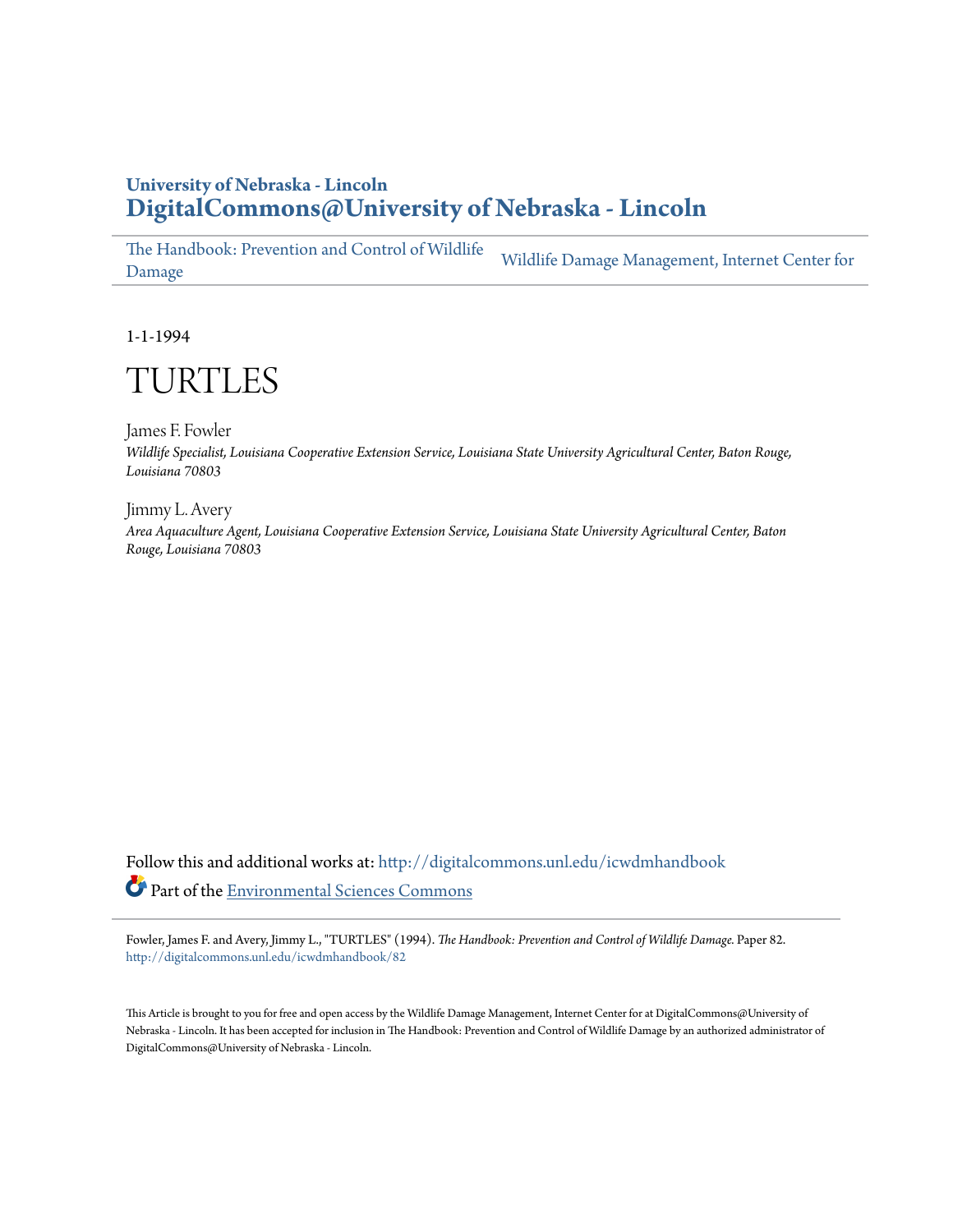**University of Nebraska - Lincoln**
**DigitalCommons@University of Nebraska - Lincoln**

The Handbook: Prevention and Control of Wildlife Damage | Wildlife Damage Management, Internet Center for

1-1-1994

# TURTLES

James F. Fowler
*Wildlife Specialist, Louisiana Cooperative Extension Service, Louisiana State University Agricultural Center, Baton Rouge, Louisiana 70803*

Jimmy L. Avery
*Area Aquaculture Agent, Louisiana Cooperative Extension Service, Louisiana State University Agricultural Center, Baton Rouge, Louisiana 70803*

Follow this and additional works at: http://digitalcommons.unl.edu/icwdmhandbook

Part of the Environmental Sciences Commons

Fowler, James F. and Avery, Jimmy L., "TURTLES" (1994). *The Handbook: Prevention and Control of Wildlife Damage*. Paper 82.
http://digitalcommons.unl.edu/icwdmhandbook/82

This Article is brought to you for free and open access by the Wildlife Damage Management, Internet Center for at DigitalCommons@University of Nebraska - Lincoln. It has been accepted for inclusion in The Handbook: Prevention and Control of Wildlife Damage by an authorized administrator of DigitalCommons@University of Nebraska - Lincoln.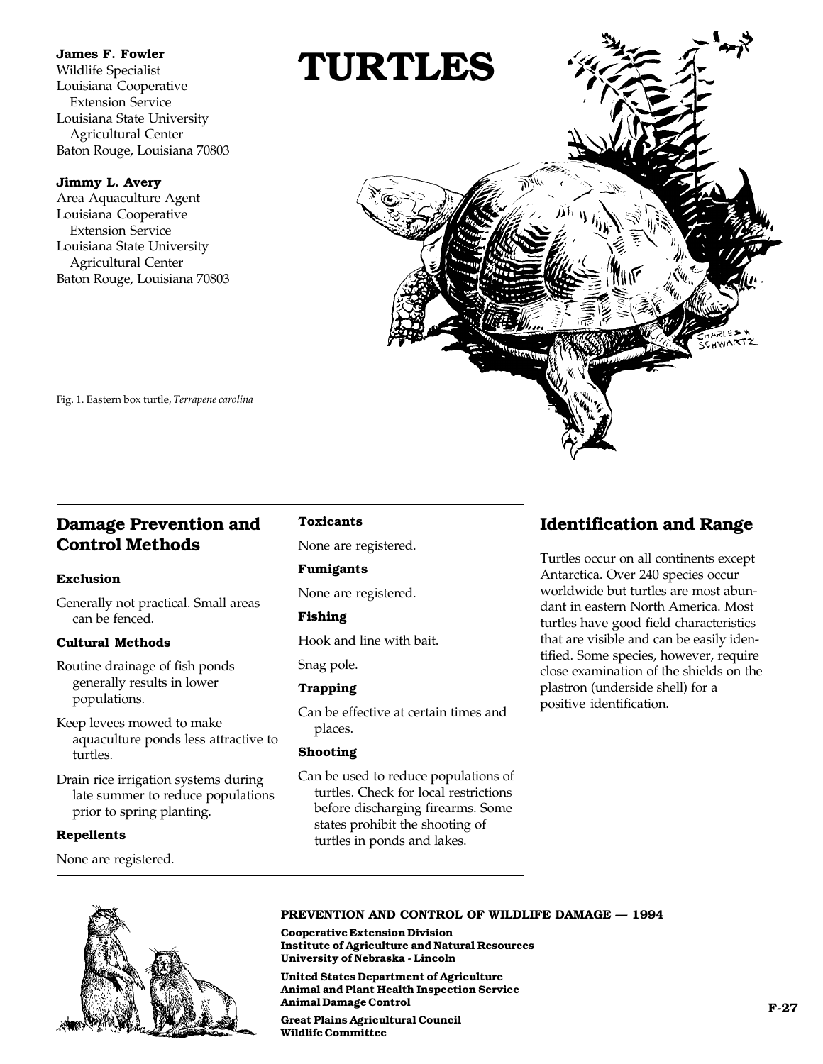**James F. Fowler**
Wildlife Specialist
Louisiana Cooperative Extension Service
Louisiana State University Agricultural Center
Baton Rouge, Louisiana 70803

**Jimmy L. Avery**
Area Aquaculture Agent
Louisiana Cooperative Extension Service
Louisiana State University Agricultural Center
Baton Rouge, Louisiana 70803

# TURTLES

Fig. 1. Eastern box turtle, *Terrapene carolina*

## Damage Prevention and Control Methods

### Exclusion

Generally not practical. Small areas can be fenced.

### Cultural Methods

Routine drainage of fish ponds generally results in lower populations.

Keep levees mowed to make aquaculture ponds less attractive to turtles.

Drain rice irrigation systems during late summer to reduce populations prior to spring planting.

### Repellents

None are registered.

### Toxicants

None are registered.

### Fumigants

None are registered.

### Fishing

Hook and line with bait.

Snag pole.

### Trapping

Can be effective at certain times and places.

### Shooting

Can be used to reduce populations of turtles. Check for local restrictions before discharging firearms. Some states prohibit the shooting of turtles in ponds and lakes.

## Identification and Range

Turtles occur on all continents except Antarctica. Over 240 species occur worldwide but turtles are most abundant in eastern North America. Most turtles have good field characteristics that are visible and can be easily identified. Some species, however, require close examination of the shields on the plastron (underside shell) for a positive identification.

**PREVENTION AND CONTROL OF WILDLIFE DAMAGE — 1994**

**Cooperative Extension Division**
**Institute of Agriculture and Natural Resources**
**University of Nebraska - Lincoln**

**United States Department of Agriculture**
**Animal and Plant Health Inspection Service**
**Animal Damage Control**

**Great Plains Agricultural Council**
**Wildlife Committee**

**F-27**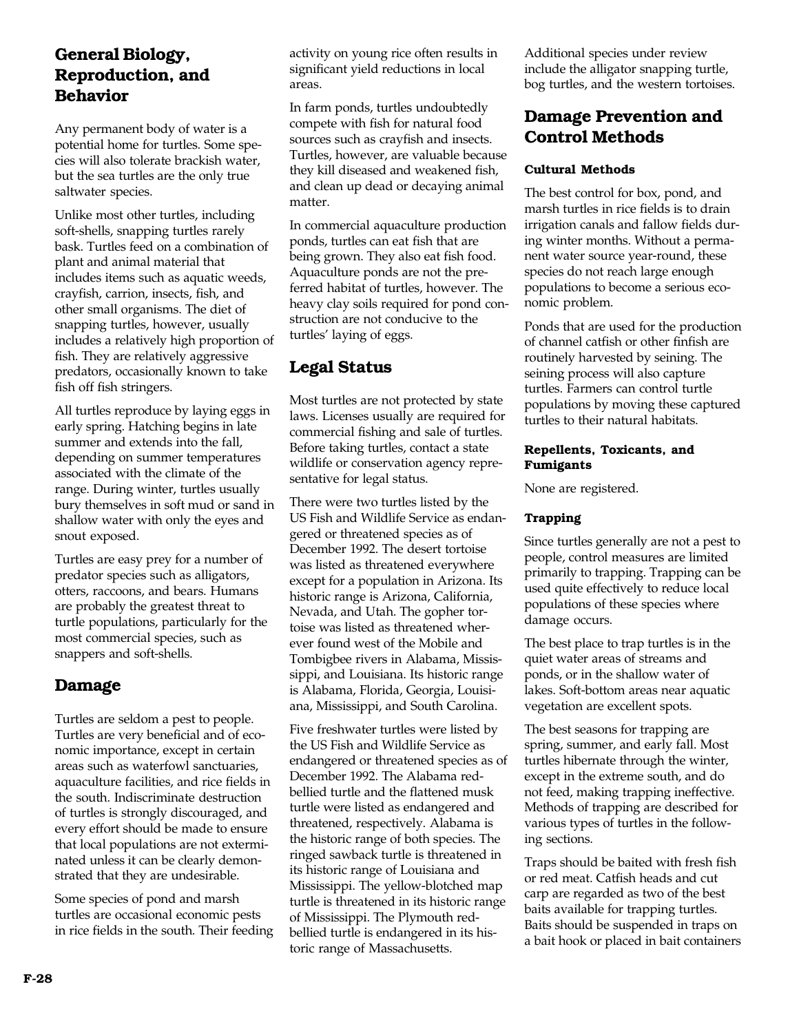## General Biology, Reproduction, and Behavior

Any permanent body of water is a potential home for turtles. Some species will also tolerate brackish water, but the sea turtles are the only true saltwater species.

Unlike most other turtles, including soft-shells, snapping turtles rarely bask. Turtles feed on a combination of plant and animal material that includes items such as aquatic weeds, crayfish, carrion, insects, fish, and other small organisms. The diet of snapping turtles, however, usually includes a relatively high proportion of fish. They are relatively aggressive predators, occasionally known to take fish off fish stringers.

All turtles reproduce by laying eggs in early spring. Hatching begins in late summer and extends into the fall, depending on summer temperatures associated with the climate of the range. During winter, turtles usually bury themselves in soft mud or sand in shallow water with only the eyes and snout exposed.

Turtles are easy prey for a number of predator species such as alligators, otters, raccoons, and bears. Humans are probably the greatest threat to turtle populations, particularly for the most commercial species, such as snappers and soft-shells.

## Damage

Turtles are seldom a pest to people. Turtles are very beneficial and of economic importance, except in certain areas such as waterfowl sanctuaries, aquaculture facilities, and rice fields in the south. Indiscriminate destruction of turtles is strongly discouraged, and every effort should be made to ensure that local populations are not exterminated unless it can be clearly demonstrated that they are undesirable.

Some species of pond and marsh turtles are occasional economic pests in rice fields in the south. Their feeding activity on young rice often results in significant yield reductions in local areas.

In farm ponds, turtles undoubtedly compete with fish for natural food sources such as crayfish and insects. Turtles, however, are valuable because they kill diseased and weakened fish, and clean up dead or decaying animal matter.

In commercial aquaculture production ponds, turtles can eat fish that are being grown. They also eat fish food. Aquaculture ponds are not the preferred habitat of turtles, however. The heavy clay soils required for pond construction are not conducive to the turtles' laying of eggs.

## Legal Status

Most turtles are not protected by state laws. Licenses usually are required for commercial fishing and sale of turtles. Before taking turtles, contact a state wildlife or conservation agency representative for legal status.

There were two turtles listed by the US Fish and Wildlife Service as endangered or threatened species as of December 1992. The desert tortoise was listed as threatened everywhere except for a population in Arizona. Its historic range is Arizona, California, Nevada, and Utah. The gopher tortoise was listed as threatened wherever found west of the Mobile and Tombigbee rivers in Alabama, Mississippi, and Louisiana. Its historic range is Alabama, Florida, Georgia, Louisiana, Mississippi, and South Carolina.

Five freshwater turtles were listed by the US Fish and Wildlife Service as endangered or threatened species as of December 1992. The Alabama red-bellied turtle and the flattened musk turtle were listed as endangered and threatened, respectively. Alabama is the historic range of both species. The ringed sawback turtle is threatened in its historic range of Louisiana and Mississippi. The yellow-blotched map turtle is threatened in its historic range of Mississippi. The Plymouth red-bellied turtle is endangered in its historic range of Massachusetts.

Additional species under review include the alligator snapping turtle, bog turtles, and the western tortoises.

## Damage Prevention and Control Methods

### Cultural Methods

The best control for box, pond, and marsh turtles in rice fields is to drain irrigation canals and fallow fields during winter months. Without a permanent water source year-round, these species do not reach large enough populations to become a serious economic problem.

Ponds that are used for the production of channel catfish or other finfish are routinely harvested by seining. The seining process will also capture turtles. Farmers can control turtle populations by moving these captured turtles to their natural habitats.

### Repellents, Toxicants, and Fumigants

None are registered.

### Trapping

Since turtles generally are not a pest to people, control measures are limited primarily to trapping. Trapping can be used quite effectively to reduce local populations of these species where damage occurs.

The best place to trap turtles is in the quiet water areas of streams and ponds, or in the shallow water of lakes. Soft-bottom areas near aquatic vegetation are excellent spots.

The best seasons for trapping are spring, summer, and early fall. Most turtles hibernate through the winter, except in the extreme south, and do not feed, making trapping ineffective. Methods of trapping are described for various types of turtles in the following sections.

Traps should be baited with fresh fish or red meat. Catfish heads and cut carp are regarded as two of the best baits available for trapping turtles. Baits should be suspended in traps on a bait hook or placed in bait containers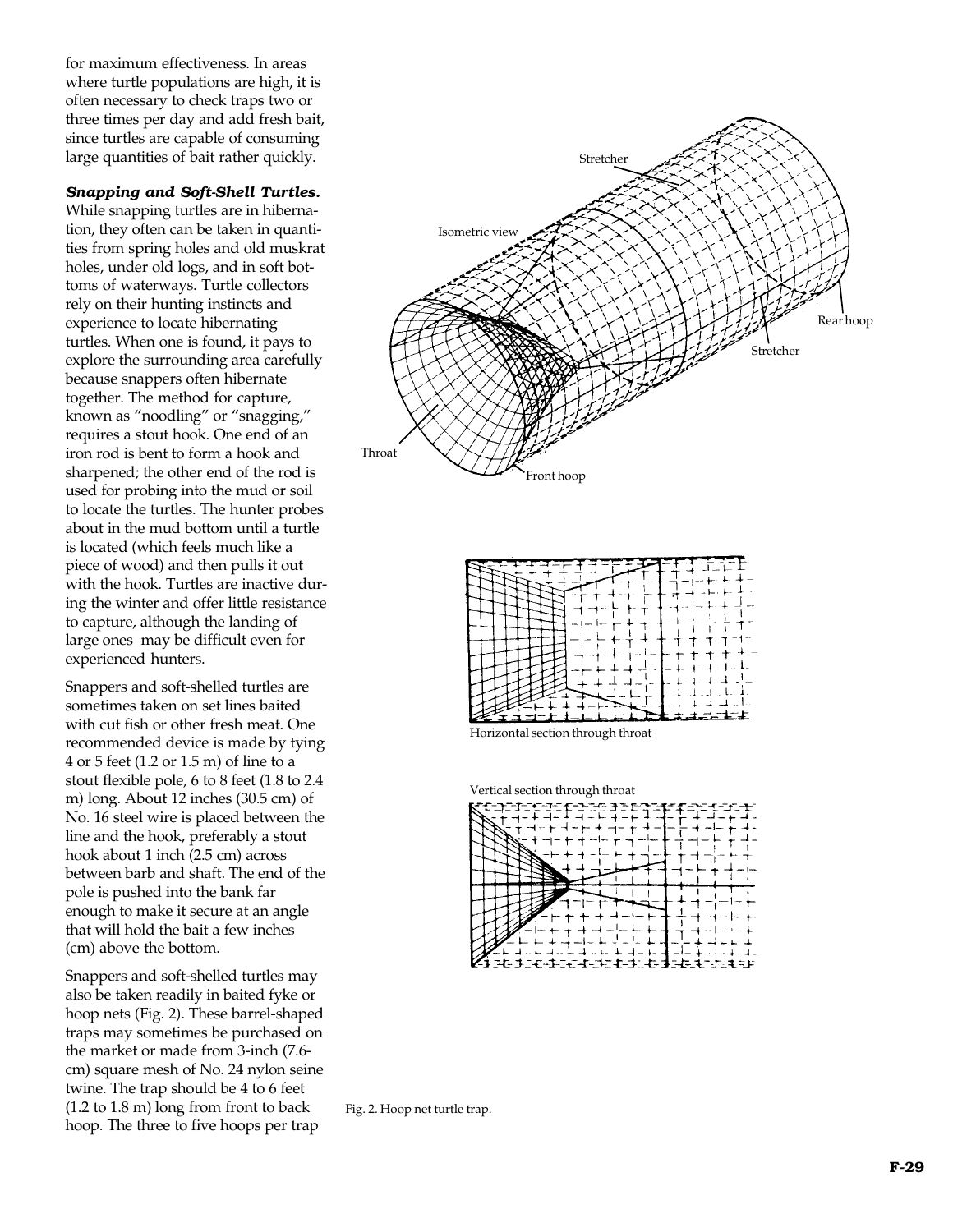for maximum effectiveness. In areas where turtle populations are high, it is often necessary to check traps two or three times per day and add fresh bait, since turtles are capable of consuming large quantities of bait rather quickly.

***Snapping and Soft-Shell Turtles.*** While snapping turtles are in hibernation, they often can be taken in quantities from spring holes and old muskrat holes, under old logs, and in soft bottoms of waterways. Turtle collectors rely on their hunting instincts and experience to locate hibernating turtles. When one is found, it pays to explore the surrounding area carefully because snappers often hibernate together. The method for capture, known as "noodling" or "snagging," requires a stout hook. One end of an iron rod is bent to form a hook and sharpened; the other end of the rod is used for probing into the mud or soil to locate the turtles. The hunter probes about in the mud bottom until a turtle is located (which feels much like a piece of wood) and then pulls it out with the hook. Turtles are inactive during the winter and offer little resistance to capture, although the landing of large ones may be difficult even for experienced hunters.

Snappers and soft-shelled turtles are sometimes taken on set lines baited with cut fish or other fresh meat. One recommended device is made by tying 4 or 5 feet (1.2 or 1.5 m) of line to a stout flexible pole, 6 to 8 feet (1.8 to 2.4 m) long. About 12 inches (30.5 cm) of No. 16 steel wire is placed between the line and the hook, preferably a stout hook about 1 inch (2.5 cm) across between barb and shaft. The end of the pole is pushed into the bank far enough to make it secure at an angle that will hold the bait a few inches (cm) above the bottom.

Snappers and soft-shelled turtles may also be taken readily in baited fyke or hoop nets (Fig. 2). These barrel-shaped traps may sometimes be purchased on the market or made from 3-inch (7.6-cm) square mesh of No. 24 nylon seine twine. The trap should be 4 to 6 feet (1.2 to 1.8 m) long from front to back hoop. The three to five hoops per trap

Isometric view

Stretcher

Rear hoop

Stretcher

Throat

Front hoop

Horizontal section through throat

Vertical section through throat

Fig. 2. Hoop net turtle trap.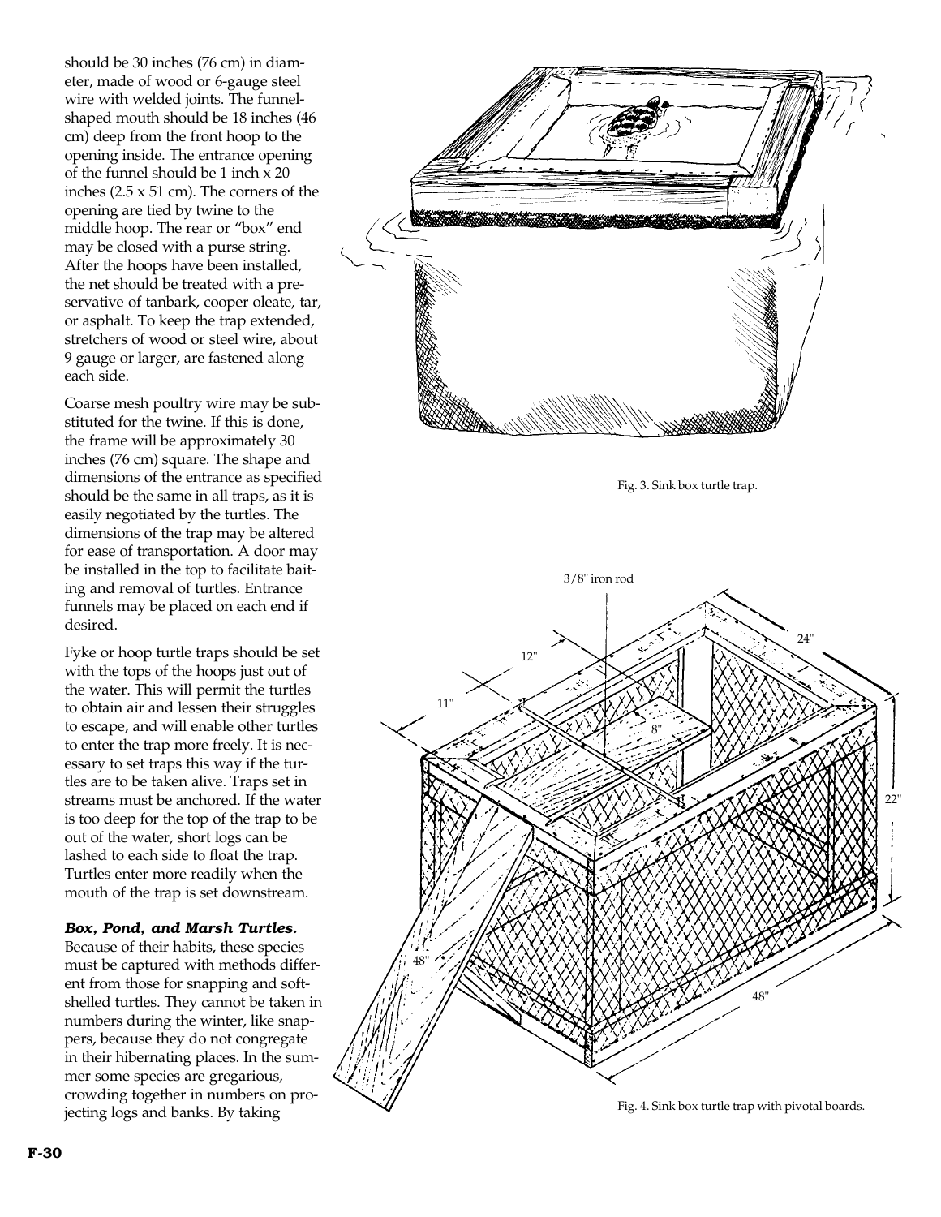should be 30 inches (76 cm) in diameter, made of wood or 6-gauge steel wire with welded joints. The funnel-shaped mouth should be 18 inches (46 cm) deep from the front hoop to the opening inside. The entrance opening of the funnel should be 1 inch x 20 inches (2.5 x 51 cm). The corners of the opening are tied by twine to the middle hoop. The rear or "box" end may be closed with a purse string. After the hoops have been installed, the net should be treated with a preservative of tanbark, cooper oleate, tar, or asphalt. To keep the trap extended, stretchers of wood or steel wire, about 9 gauge or larger, are fastened along each side.

Coarse mesh poultry wire may be substituted for the twine. If this is done, the frame will be approximately 30 inches (76 cm) square. The shape and dimensions of the entrance as specified should be the same in all traps, as it is easily negotiated by the turtles. The dimensions of the trap may be altered for ease of transportation. A door may be installed in the top to facilitate baiting and removal of turtles. Entrance funnels may be placed on each end if desired.

Fyke or hoop turtle traps should be set with the tops of the hoops just out of the water. This will permit the turtles to obtain air and lessen their struggles to escape, and will enable other turtles to enter the trap more freely. It is necessary to set traps this way if the turtles are to be taken alive. Traps set in streams must be anchored. If the water is too deep for the top of the trap to be out of the water, short logs can be lashed to each side to float the trap. Turtles enter more readily when the mouth of the trap is set downstream.

***Box, Pond, and Marsh Turtles.*** Because of their habits, these species must be captured with methods different from those for snapping and soft-shelled turtles. They cannot be taken in numbers during the winter, like snappers, because they do not congregate in their hibernating places. In the summer some species are gregarious, crowding together in numbers on projecting logs and banks. By taking

Fig. 3. Sink box turtle trap.

Fig. 4. Sink box turtle trap with pivotal boards.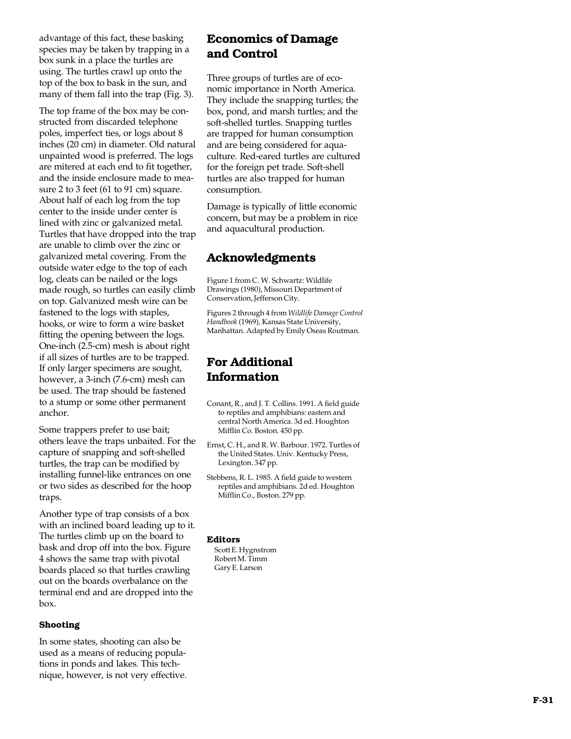advantage of this fact, these basking species may be taken by trapping in a box sunk in a place the turtles are using. The turtles crawl up onto the top of the box to bask in the sun, and many of them fall into the trap (Fig. 3).

The top frame of the box may be constructed from discarded telephone poles, imperfect ties, or logs about 8 inches (20 cm) in diameter. Old natural unpainted wood is preferred. The logs are mitered at each end to fit together, and the inside enclosure made to measure 2 to 3 feet (61 to 91 cm) square. About half of each log from the top center to the inside under center is lined with zinc or galvanized metal. Turtles that have dropped into the trap are unable to climb over the zinc or galvanized metal covering. From the outside water edge to the top of each log, cleats can be nailed or the logs made rough, so turtles can easily climb on top. Galvanized mesh wire can be fastened to the logs with staples, hooks, or wire to form a wire basket fitting the opening between the logs. One-inch (2.5-cm) mesh is about right if all sizes of turtles are to be trapped. If only larger specimens are sought, however, a 3-inch (7.6-cm) mesh can be used. The trap should be fastened to a stump or some other permanent anchor.

Some trappers prefer to use bait; others leave the traps unbaited. For the capture of snapping and soft-shelled turtles, the trap can be modified by installing funnel-like entrances on one or two sides as described for the hoop traps.

Another type of trap consists of a box with an inclined board leading up to it. The turtles climb up on the board to bask and drop off into the box. Figure 4 shows the same trap with pivotal boards placed so that turtles crawling out on the boards overbalance on the terminal end and are dropped into the box.

### Shooting

In some states, shooting can also be used as a means of reducing populations in ponds and lakes. This technique, however, is not very effective.

## Economics of Damage and Control

Three groups of turtles are of economic importance in North America. They include the snapping turtles; the box, pond, and marsh turtles; and the soft-shelled turtles. Snapping turtles are trapped for human consumption and are being considered for aquaculture. Red-eared turtles are cultured for the foreign pet trade. Soft-shell turtles are also trapped for human consumption.

Damage is typically of little economic concern, but may be a problem in rice and aquacultural production.

## Acknowledgments

Figure 1 from C. W. Schwartz: Wildlife Drawings (1980), Missouri Department of Conservation, Jefferson City.

Figures 2 through 4 from *Wildlife Damage Control Handbook* (1969), Kansas State University, Manhattan. Adapted by Emily Oseas Routman.

## For Additional Information

Conant, R., and J. T. Collins. 1991. A field guide to reptiles and amphibians: eastern and central North America. 3d ed. Houghton Mifflin Co. Boston. 450 pp.

Ernst, C. H., and R. W. Barbour. 1972. Turtles of the United States. Univ. Kentucky Press, Lexington. 347 pp.

Stebbens, R. L. 1985. A field guide to western reptiles and amphibians. 2d ed. Houghton Mifflin Co., Boston. 279 pp.

**Editors**

Scott E. Hygnstrom
Robert M. Timm
Gary E. Larson